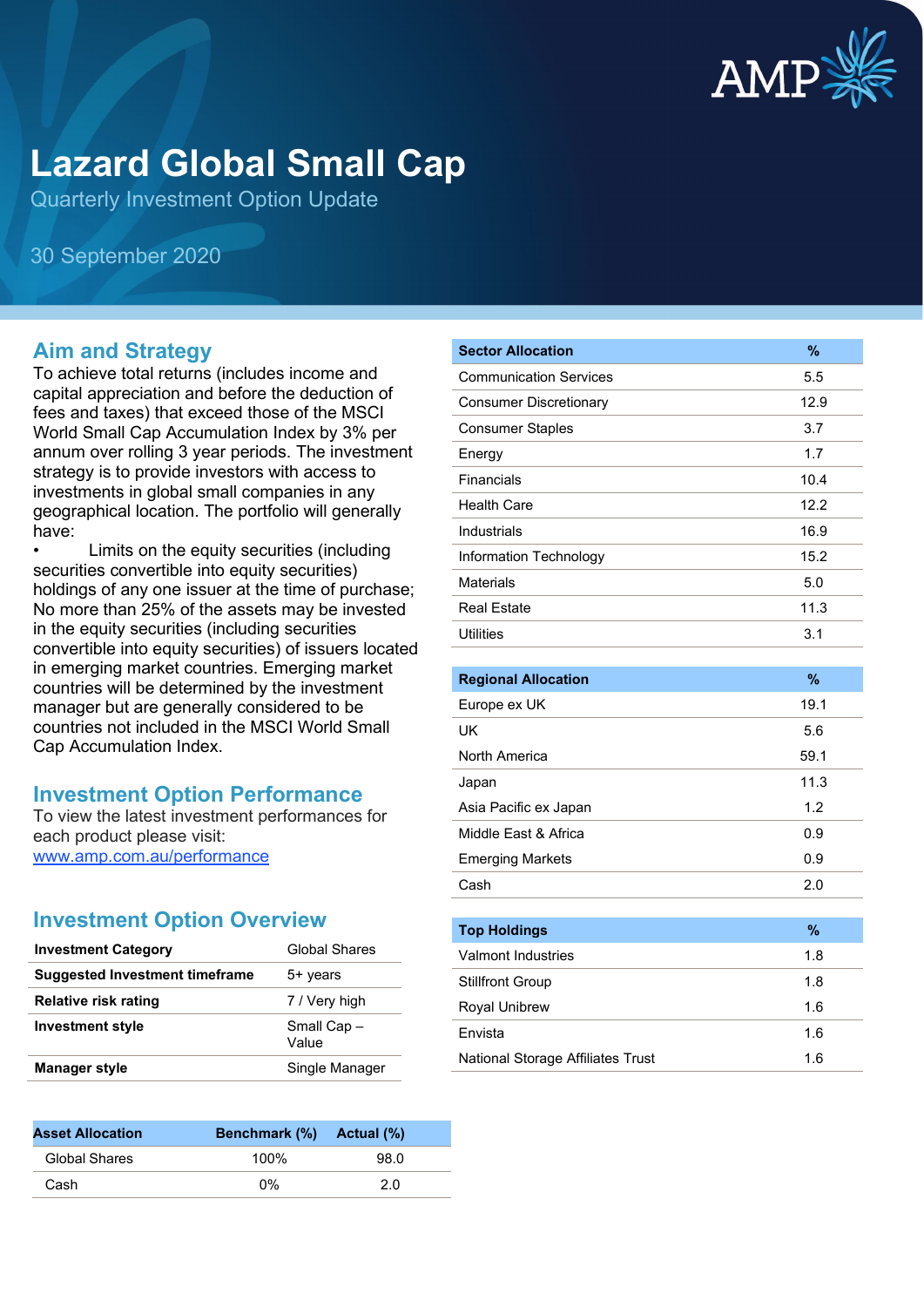# Lazard Global Small Cap

Quarterly Investment Option Update

30 September 2020

## Aim and Strategy

To achieve total returns (includes income and capital appreciation and before the deduction of fees and taxes) that exceed those of the MSCI World Small Cap Accumulation Index by 3% per annum over rolling 3 year periods. The investment strategy is to provide investors with access to investments in global small companies in any geographical location. The portfolio will generally have:

- Limits on the equity securities (including securities convertible into equity securities) holdings of any one issuer at the time of purchase; No more than 25% of the assets may be invested in the equity securities (including securities convertible into equity securities) of issuers located in emerging market countries. Emerging market countries will be determined by the investment manager but are generally considered to be countries not included in the MSCI World Small Cap Accumulation Index.

## Investment Option Performance

To view the latest investment performances for each product please visit:
www.amp.com.au/performance

## Investment Option Overview

| | |
|---|---|
| **Investment Category** | Global Shares |
| **Suggested Investment timeframe** | 5+ years |
| **Relative risk rating** | 7 / Very high |
| **Investment style** | Small Cap – Value |
| **Manager style** | Single Manager |

| Asset Allocation | Benchmark (%) | Actual (%) |
|---|---|---|
| Global Shares | 100% | 98.0 |
| Cash | 0% | 2.0 |

| Sector Allocation | % |
|---|---|
| Communication Services | 5.5 |
| Consumer Discretionary | 12.9 |
| Consumer Staples | 3.7 |
| Energy | 1.7 |
| Financials | 10.4 |
| Health Care | 12.2 |
| Industrials | 16.9 |
| Information Technology | 15.2 |
| Materials | 5.0 |
| Real Estate | 11.3 |
| Utilities | 3.1 |

| Regional Allocation | % |
|---|---|
| Europe ex UK | 19.1 |
| UK | 5.6 |
| North America | 59.1 |
| Japan | 11.3 |
| Asia Pacific ex Japan | 1.2 |
| Middle East & Africa | 0.9 |
| Emerging Markets | 0.9 |
| Cash | 2.0 |

| Top Holdings | % |
|---|---|
| Valmont Industries | 1.8 |
| Stillfront Group | 1.8 |
| Royal Unibrew | 1.6 |
| Envista | 1.6 |
| National Storage Affiliates Trust | 1.6 |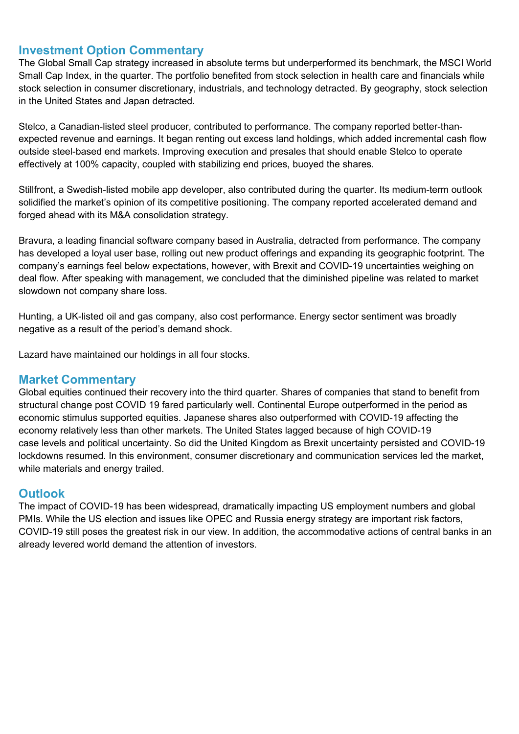## Investment Option Commentary

The Global Small Cap strategy increased in absolute terms but underperformed its benchmark, the MSCI World Small Cap Index, in the quarter. The portfolio benefited from stock selection in health care and financials while stock selection in consumer discretionary, industrials, and technology detracted. By geography, stock selection in the United States and Japan detracted.

Stelco, a Canadian-listed steel producer, contributed to performance. The company reported better-than-expected revenue and earnings. It began renting out excess land holdings, which added incremental cash flow outside steel-based end markets. Improving execution and presales that should enable Stelco to operate effectively at 100% capacity, coupled with stabilizing end prices, buoyed the shares.

Stillfront, a Swedish-listed mobile app developer, also contributed during the quarter. Its medium-term outlook solidified the market's opinion of its competitive positioning. The company reported accelerated demand and forged ahead with its M&A consolidation strategy.

Bravura, a leading financial software company based in Australia, detracted from performance. The company has developed a loyal user base, rolling out new product offerings and expanding its geographic footprint. The company's earnings feel below expectations, however, with Brexit and COVID-19 uncertainties weighing on deal flow. After speaking with management, we concluded that the diminished pipeline was related to market slowdown not company share loss.

Hunting, a UK-listed oil and gas company, also cost performance. Energy sector sentiment was broadly negative as a result of the period's demand shock.

Lazard have maintained our holdings in all four stocks.

## Market Commentary

Global equities continued their recovery into the third quarter. Shares of companies that stand to benefit from structural change post COVID 19 fared particularly well. Continental Europe outperformed in the period as economic stimulus supported equities. Japanese shares also outperformed with COVID-19 affecting the economy relatively less than other markets. The United States lagged because of high COVID-19 case levels and political uncertainty. So did the United Kingdom as Brexit uncertainty persisted and COVID-19 lockdowns resumed. In this environment, consumer discretionary and communication services led the market, while materials and energy trailed.

## Outlook

The impact of COVID-19 has been widespread, dramatically impacting US employment numbers and global PMIs. While the US election and issues like OPEC and Russia energy strategy are important risk factors, COVID-19 still poses the greatest risk in our view. In addition, the accommodative actions of central banks in an already levered world demand the attention of investors.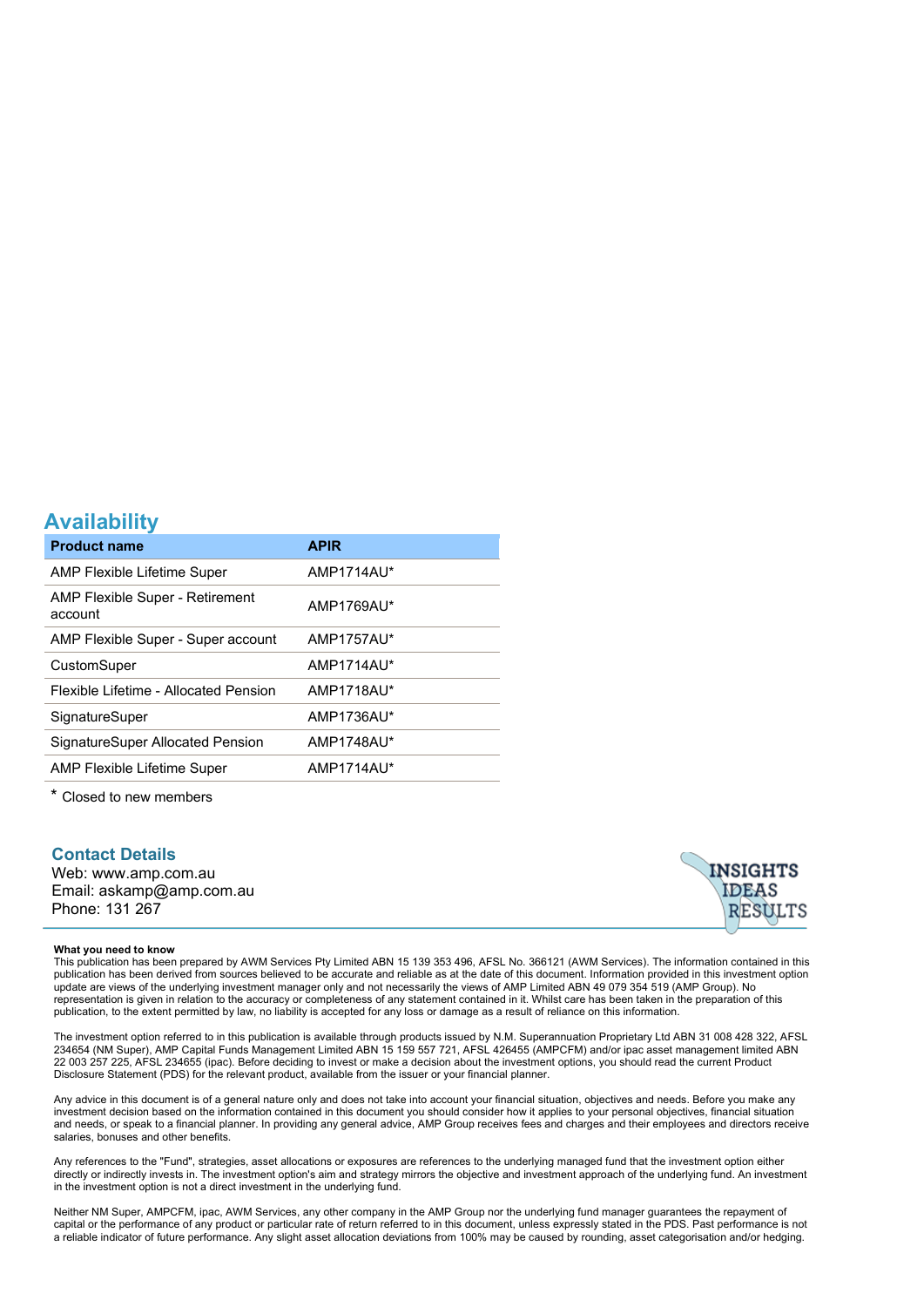## Availability

| Product name | APIR |
| --- | --- |
| AMP Flexible Lifetime Super | AMP1714AU* |
| AMP Flexible Super - Retirement account | AMP1769AU* |
| AMP Flexible Super - Super account | AMP1757AU* |
| CustomSuper | AMP1714AU* |
| Flexible Lifetime - Allocated Pension | AMP1718AU* |
| SignatureSuper | AMP1736AU* |
| SignatureSuper Allocated Pension | AMP1748AU* |
| AMP Flexible Lifetime Super | AMP1714AU* |

* Closed to new members

### Contact Details

Web: www.amp.com.au
Email: askamp@amp.com.au
Phone: 131 267

INSIGHTS
IDEAS
RESULTS

**What you need to know**

This publication has been prepared by AWM Services Pty Limited ABN 15 139 353 496, AFSL No. 366121 (AWM Services). The information contained in this publication has been derived from sources believed to be accurate and reliable as at the date of this document. Information provided in this investment option update are views of the underlying investment manager only and not necessarily the views of AMP Limited ABN 49 079 354 519 (AMP Group). No representation is given in relation to the accuracy or completeness of any statement contained in it. Whilst care has been taken in the preparation of this publication, to the extent permitted by law, no liability is accepted for any loss or damage as a result of reliance on this information.

The investment option referred to in this publication is available through products issued by N.M. Superannuation Proprietary Ltd ABN 31 008 428 322, AFSL 234654 (NM Super), AMP Capital Funds Management Limited ABN 15 159 557 721, AFSL 426455 (AMPCFM) and/or ipac asset management limited ABN 22 003 257 225, AFSL 234655 (ipac). Before deciding to invest or make a decision about the investment options, you should read the current Product Disclosure Statement (PDS) for the relevant product, available from the issuer or your financial planner.

Any advice in this document is of a general nature only and does not take into account your financial situation, objectives and needs. Before you make any investment decision based on the information contained in this document you should consider how it applies to your personal objectives, financial situation and needs, or speak to a financial planner. In providing any general advice, AMP Group receives fees and charges and their employees and directors receive salaries, bonuses and other benefits.

Any references to the "Fund", strategies, asset allocations or exposures are references to the underlying managed fund that the investment option either directly or indirectly invests in. The investment option's aim and strategy mirrors the objective and investment approach of the underlying fund. An investment in the investment option is not a direct investment in the underlying fund.

Neither NM Super, AMPCFM, ipac, AWM Services, any other company in the AMP Group nor the underlying fund manager guarantees the repayment of capital or the performance of any product or particular rate of return referred to in this document, unless expressly stated in the PDS. Past performance is not a reliable indicator of future performance. Any slight asset allocation deviations from 100% may be caused by rounding, asset categorisation and/or hedging.